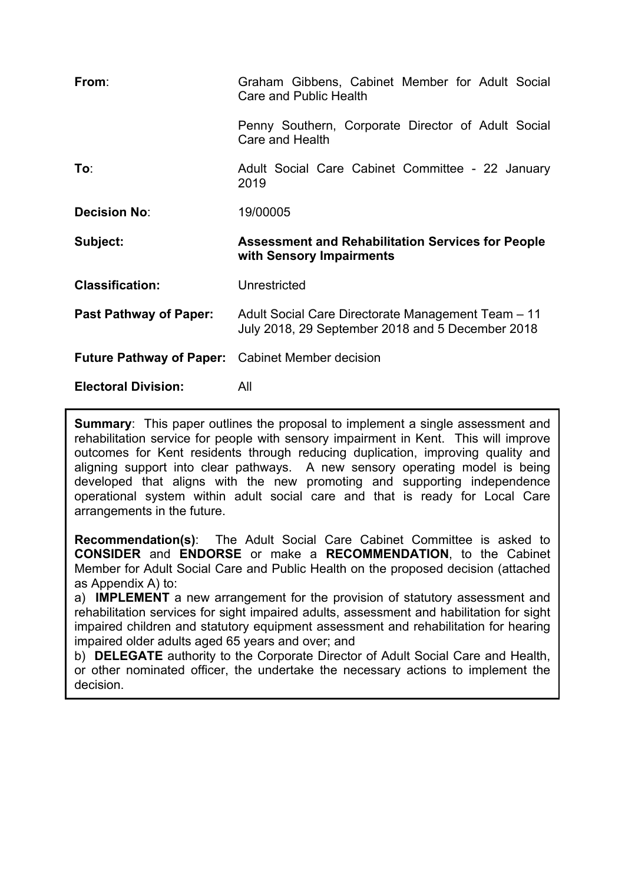| | |
|---|---|
| **From**: | Graham Gibbens, Cabinet Member for Adult Social Care and Public Health |
| | Penny Southern, Corporate Director of Adult Social Care and Health |
| **To**: | Adult Social Care Cabinet Committee - 22 January 2019 |
| **Decision No**: | 19/00005 |
| **Subject:** | **Assessment and Rehabilitation Services for People with Sensory Impairments** |
| **Classification:** | Unrestricted |
| **Past Pathway of Paper:** | Adult Social Care Directorate Management Team – 11 July 2018, 29 September 2018 and 5 December 2018 |
| **Future Pathway of Paper:** | Cabinet Member decision |
| **Electoral Division:** | All |

**Summary**: This paper outlines the proposal to implement a single assessment and rehabilitation service for people with sensory impairment in Kent. This will improve outcomes for Kent residents through reducing duplication, improving quality and aligning support into clear pathways. A new sensory operating model is being developed that aligns with the new promoting and supporting independence operational system within adult social care and that is ready for Local Care arrangements in the future.

**Recommendation(s)**: The Adult Social Care Cabinet Committee is asked to **CONSIDER** and **ENDORSE** or make a **RECOMMENDATION**, to the Cabinet Member for Adult Social Care and Public Health on the proposed decision (attached as Appendix A) to:

a) **IMPLEMENT** a new arrangement for the provision of statutory assessment and rehabilitation services for sight impaired adults, assessment and habilitation for sight impaired children and statutory equipment assessment and rehabilitation for hearing impaired older adults aged 65 years and over; and

b) **DELEGATE** authority to the Corporate Director of Adult Social Care and Health, or other nominated officer, the undertake the necessary actions to implement the decision.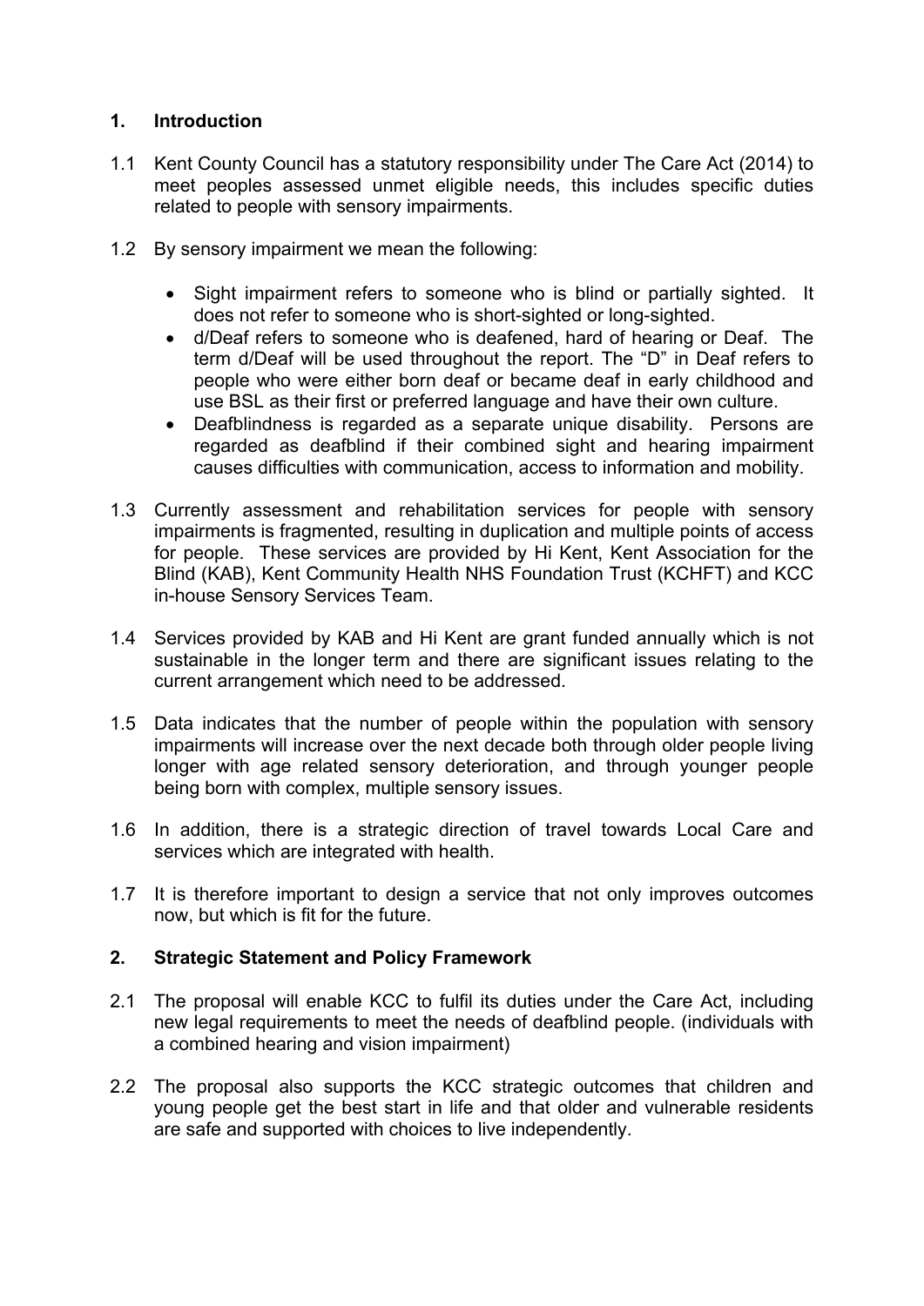## 1. Introduction

1.1 Kent County Council has a statutory responsibility under The Care Act (2014) to meet peoples assessed unmet eligible needs, this includes specific duties related to people with sensory impairments.

1.2 By sensory impairment we mean the following:

- Sight impairment refers to someone who is blind or partially sighted. It does not refer to someone who is short-sighted or long-sighted.
- d/Deaf refers to someone who is deafened, hard of hearing or Deaf. The term d/Deaf will be used throughout the report. The "D" in Deaf refers to people who were either born deaf or became deaf in early childhood and use BSL as their first or preferred language and have their own culture.
- Deafblindness is regarded as a separate unique disability. Persons are regarded as deafblind if their combined sight and hearing impairment causes difficulties with communication, access to information and mobility.

1.3 Currently assessment and rehabilitation services for people with sensory impairments is fragmented, resulting in duplication and multiple points of access for people. These services are provided by Hi Kent, Kent Association for the Blind (KAB), Kent Community Health NHS Foundation Trust (KCHFT) and KCC in-house Sensory Services Team.

1.4 Services provided by KAB and Hi Kent are grant funded annually which is not sustainable in the longer term and there are significant issues relating to the current arrangement which need to be addressed.

1.5 Data indicates that the number of people within the population with sensory impairments will increase over the next decade both through older people living longer with age related sensory deterioration, and through younger people being born with complex, multiple sensory issues.

1.6 In addition, there is a strategic direction of travel towards Local Care and services which are integrated with health.

1.7 It is therefore important to design a service that not only improves outcomes now, but which is fit for the future.

## 2. Strategic Statement and Policy Framework

2.1 The proposal will enable KCC to fulfil its duties under the Care Act, including new legal requirements to meet the needs of deafblind people. (individuals with a combined hearing and vision impairment)

2.2 The proposal also supports the KCC strategic outcomes that children and young people get the best start in life and that older and vulnerable residents are safe and supported with choices to live independently.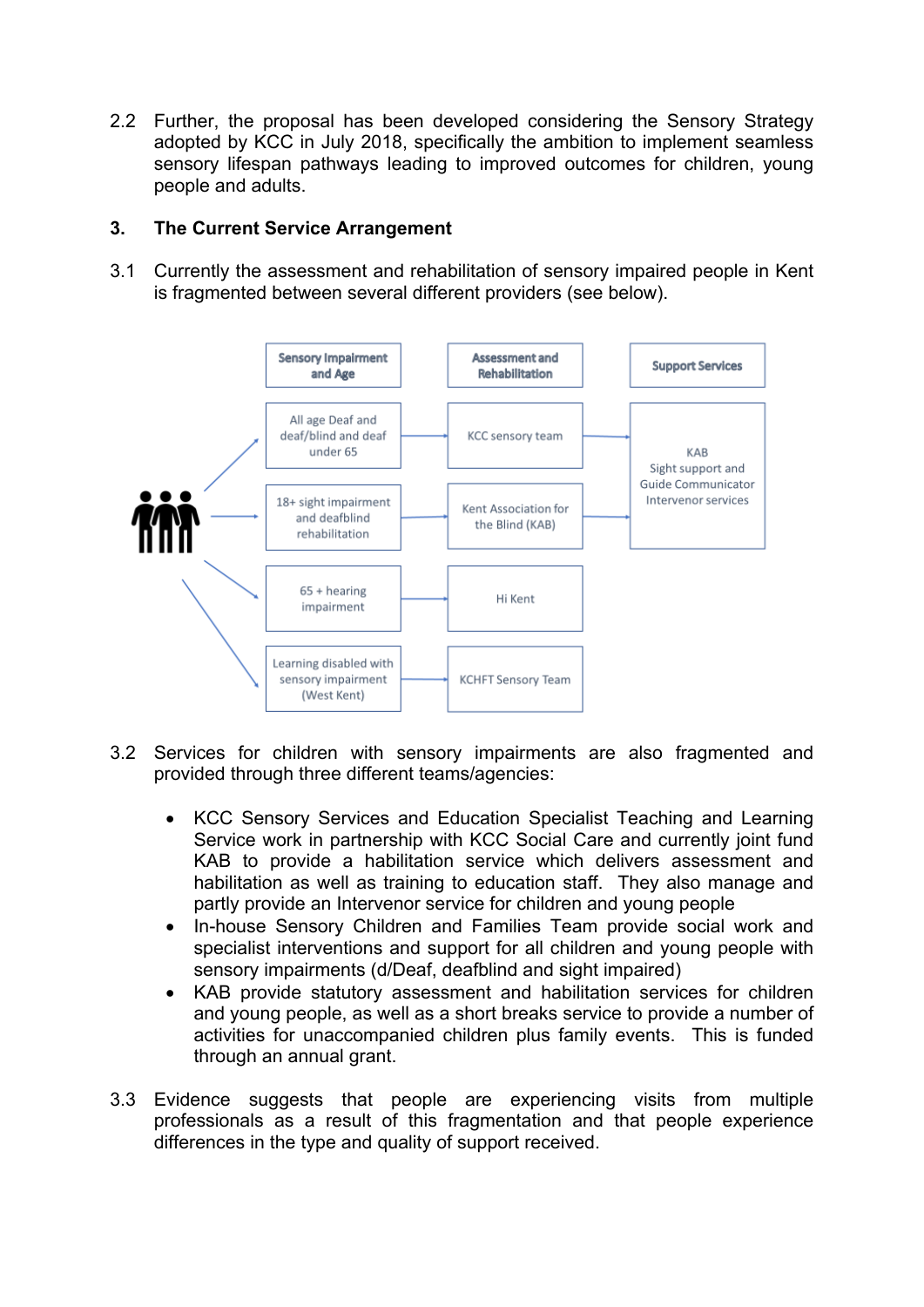2.2 Further, the proposal has been developed considering the Sensory Strategy adopted by KCC in July 2018, specifically the ambition to implement seamless sensory lifespan pathways leading to improved outcomes for children, young people and adults.

## 3. The Current Service Arrangement

3.1 Currently the assessment and rehabilitation of sensory impaired people in Kent is fragmented between several different providers (see below).

| Sensory Impairment and Age | Assessment and Rehabilitation | Support Services |
|---|---|---|
| All age Deaf and deaf/blind and deaf under 65 | KCC sensory team | KAB Sight support and Guide Communicator Intervenor services |
| 18+ sight impairment and deafblind rehabilitation | Kent Association for the Blind (KAB) | KAB Sight support and Guide Communicator Intervenor services |
| 65 + hearing impairment | Hi Kent | |
| Learning disabled with sensory impairment (West Kent) | KCHFT Sensory Team | |

3.2 Services for children with sensory impairments are also fragmented and provided through three different teams/agencies:

- KCC Sensory Services and Education Specialist Teaching and Learning Service work in partnership with KCC Social Care and currently joint fund KAB to provide a habilitation service which delivers assessment and habilitation as well as training to education staff. They also manage and partly provide an Intervenor service for children and young people
- In-house Sensory Children and Families Team provide social work and specialist interventions and support for all children and young people with sensory impairments (d/Deaf, deafblind and sight impaired)
- KAB provide statutory assessment and habilitation services for children and young people, as well as a short breaks service to provide a number of activities for unaccompanied children plus family events. This is funded through an annual grant.

3.3 Evidence suggests that people are experiencing visits from multiple professionals as a result of this fragmentation and that people experience differences in the type and quality of support received.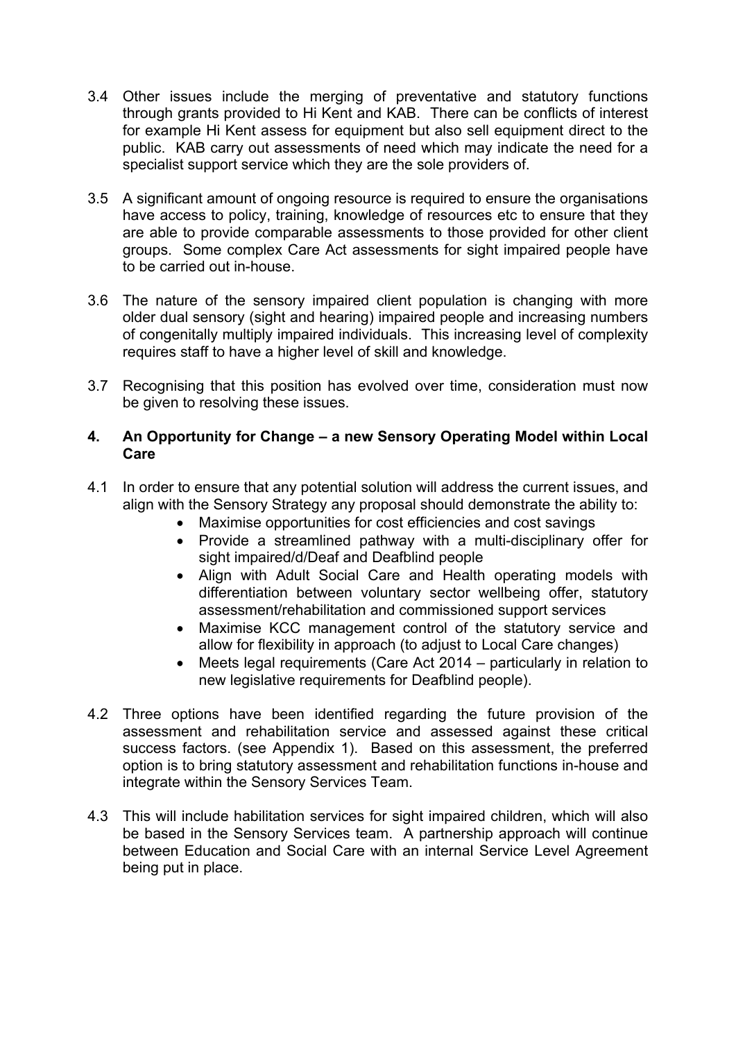3.4 Other issues include the merging of preventative and statutory functions through grants provided to Hi Kent and KAB. There can be conflicts of interest for example Hi Kent assess for equipment but also sell equipment direct to the public. KAB carry out assessments of need which may indicate the need for a specialist support service which they are the sole providers of.

3.5 A significant amount of ongoing resource is required to ensure the organisations have access to policy, training, knowledge of resources etc to ensure that they are able to provide comparable assessments to those provided for other client groups. Some complex Care Act assessments for sight impaired people have to be carried out in-house.

3.6 The nature of the sensory impaired client population is changing with more older dual sensory (sight and hearing) impaired people and increasing numbers of congenitally multiply impaired individuals. This increasing level of complexity requires staff to have a higher level of skill and knowledge.

3.7 Recognising that this position has evolved over time, consideration must now be given to resolving these issues.

## 4. An Opportunity for Change – a new Sensory Operating Model within Local Care

4.1 In order to ensure that any potential solution will address the current issues, and align with the Sensory Strategy any proposal should demonstrate the ability to:

- Maximise opportunities for cost efficiencies and cost savings
- Provide a streamlined pathway with a multi-disciplinary offer for sight impaired/d/Deaf and Deafblind people
- Align with Adult Social Care and Health operating models with differentiation between voluntary sector wellbeing offer, statutory assessment/rehabilitation and commissioned support services
- Maximise KCC management control of the statutory service and allow for flexibility in approach (to adjust to Local Care changes)
- Meets legal requirements (Care Act 2014 – particularly in relation to new legislative requirements for Deafblind people).

4.2 Three options have been identified regarding the future provision of the assessment and rehabilitation service and assessed against these critical success factors. (see Appendix 1). Based on this assessment, the preferred option is to bring statutory assessment and rehabilitation functions in-house and integrate within the Sensory Services Team.

4.3 This will include habilitation services for sight impaired children, which will also be based in the Sensory Services team. A partnership approach will continue between Education and Social Care with an internal Service Level Agreement being put in place.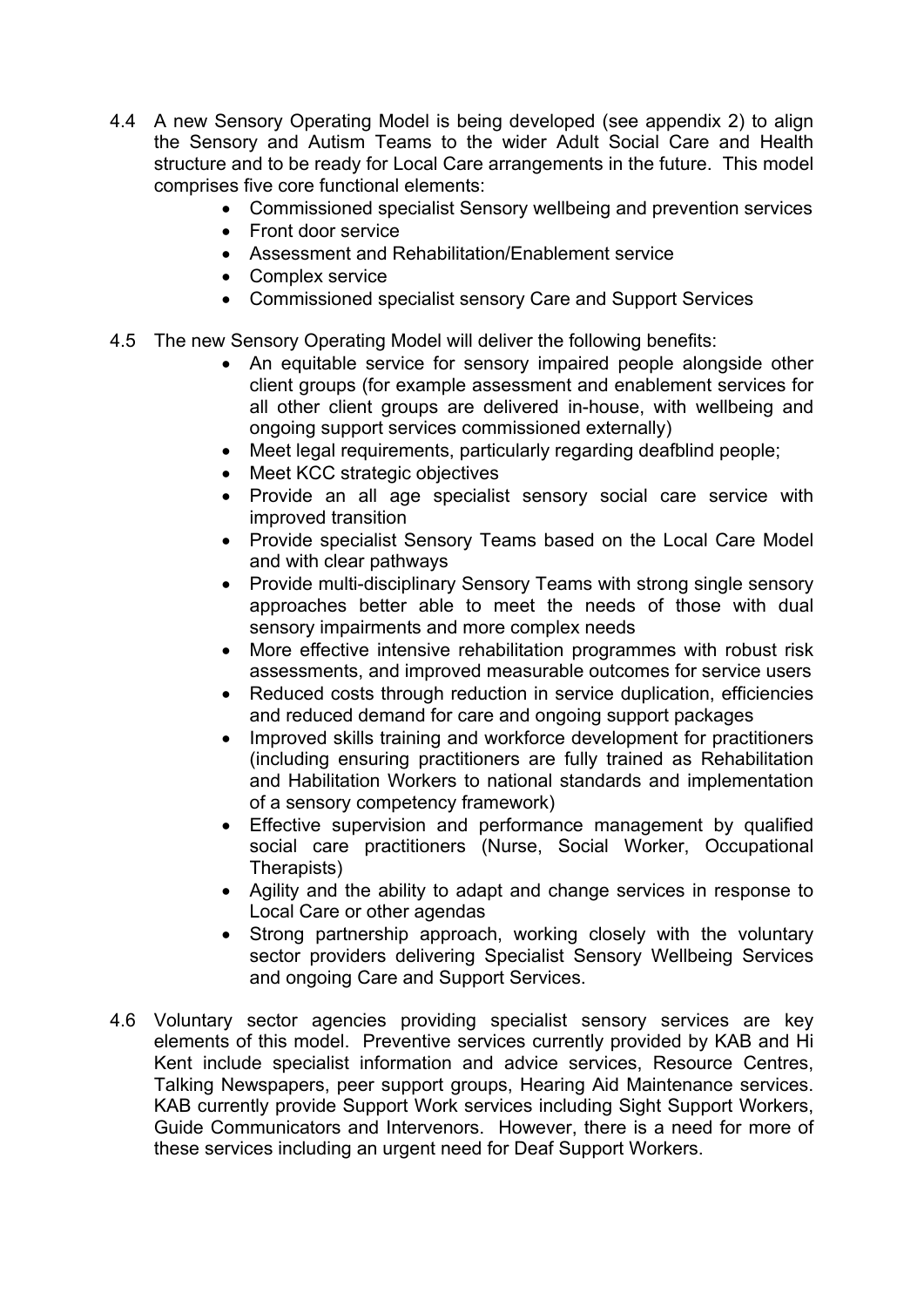4.4 A new Sensory Operating Model is being developed (see appendix 2) to align the Sensory and Autism Teams to the wider Adult Social Care and Health structure and to be ready for Local Care arrangements in the future. This model comprises five core functional elements:

- Commissioned specialist Sensory wellbeing and prevention services
- Front door service
- Assessment and Rehabilitation/Enablement service
- Complex service
- Commissioned specialist sensory Care and Support Services

4.5 The new Sensory Operating Model will deliver the following benefits:

- An equitable service for sensory impaired people alongside other client groups (for example assessment and enablement services for all other client groups are delivered in-house, with wellbeing and ongoing support services commissioned externally)
- Meet legal requirements, particularly regarding deafblind people;
- Meet KCC strategic objectives
- Provide an all age specialist sensory social care service with improved transition
- Provide specialist Sensory Teams based on the Local Care Model and with clear pathways
- Provide multi-disciplinary Sensory Teams with strong single sensory approaches better able to meet the needs of those with dual sensory impairments and more complex needs
- More effective intensive rehabilitation programmes with robust risk assessments, and improved measurable outcomes for service users
- Reduced costs through reduction in service duplication, efficiencies and reduced demand for care and ongoing support packages
- Improved skills training and workforce development for practitioners (including ensuring practitioners are fully trained as Rehabilitation and Habilitation Workers to national standards and implementation of a sensory competency framework)
- Effective supervision and performance management by qualified social care practitioners (Nurse, Social Worker, Occupational Therapists)
- Agility and the ability to adapt and change services in response to Local Care or other agendas
- Strong partnership approach, working closely with the voluntary sector providers delivering Specialist Sensory Wellbeing Services and ongoing Care and Support Services.

4.6 Voluntary sector agencies providing specialist sensory services are key elements of this model. Preventive services currently provided by KAB and Hi Kent include specialist information and advice services, Resource Centres, Talking Newspapers, peer support groups, Hearing Aid Maintenance services. KAB currently provide Support Work services including Sight Support Workers, Guide Communicators and Intervenors. However, there is a need for more of these services including an urgent need for Deaf Support Workers.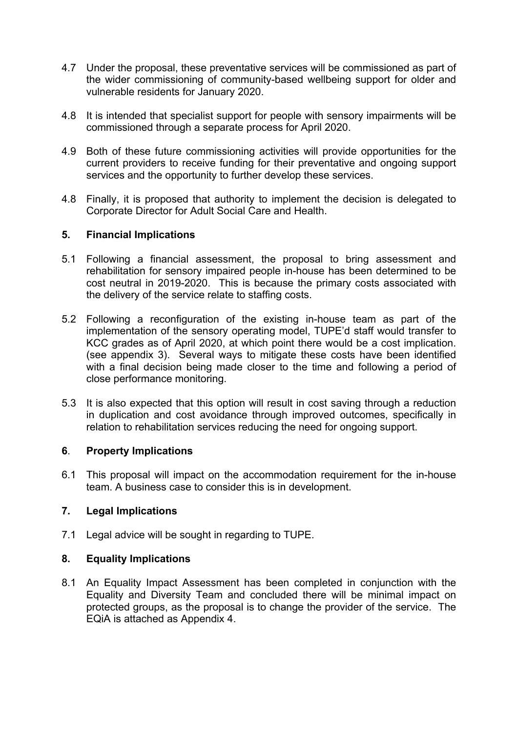4.7 Under the proposal, these preventative services will be commissioned as part of the wider commissioning of community-based wellbeing support for older and vulnerable residents for January 2020.

4.8 It is intended that specialist support for people with sensory impairments will be commissioned through a separate process for April 2020.

4.9 Both of these future commissioning activities will provide opportunities for the current providers to receive funding for their preventative and ongoing support services and the opportunity to further develop these services.

4.8 Finally, it is proposed that authority to implement the decision is delegated to Corporate Director for Adult Social Care and Health.

## 5. Financial Implications

5.1 Following a financial assessment, the proposal to bring assessment and rehabilitation for sensory impaired people in-house has been determined to be cost neutral in 2019-2020. This is because the primary costs associated with the delivery of the service relate to staffing costs.

5.2 Following a reconfiguration of the existing in-house team as part of the implementation of the sensory operating model, TUPE'd staff would transfer to KCC grades as of April 2020, at which point there would be a cost implication. (see appendix 3). Several ways to mitigate these costs have been identified with a final decision being made closer to the time and following a period of close performance monitoring.

5.3 It is also expected that this option will result in cost saving through a reduction in duplication and cost avoidance through improved outcomes, specifically in relation to rehabilitation services reducing the need for ongoing support.

## 6. Property Implications

6.1 This proposal will impact on the accommodation requirement for the in-house team. A business case to consider this is in development.

## 7. Legal Implications

7.1 Legal advice will be sought in regarding to TUPE.

## 8. Equality Implications

8.1 An Equality Impact Assessment has been completed in conjunction with the Equality and Diversity Team and concluded there will be minimal impact on protected groups, as the proposal is to change the provider of the service. The EQiA is attached as Appendix 4.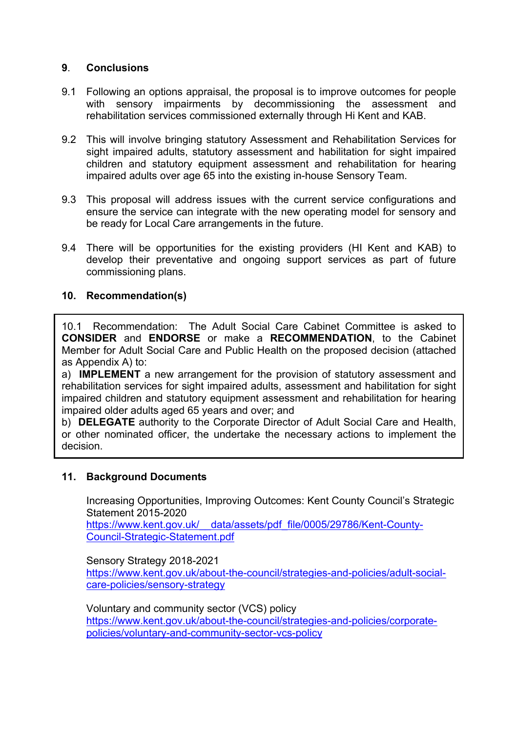## 9. Conclusions

9.1 Following an options appraisal, the proposal is to improve outcomes for people with sensory impairments by decommissioning the assessment and rehabilitation services commissioned externally through Hi Kent and KAB.

9.2 This will involve bringing statutory Assessment and Rehabilitation Services for sight impaired adults, statutory assessment and habilitation for sight impaired children and statutory equipment assessment and rehabilitation for hearing impaired adults over age 65 into the existing in-house Sensory Team.

9.3 This proposal will address issues with the current service configurations and ensure the service can integrate with the new operating model for sensory and be ready for Local Care arrangements in the future.

9.4 There will be opportunities for the existing providers (HI Kent and KAB) to develop their preventative and ongoing support services as part of future commissioning plans.

## 10. Recommendation(s)

10.1 Recommendation: The Adult Social Care Cabinet Committee is asked to **CONSIDER** and **ENDORSE** or make a **RECOMMENDATION**, to the Cabinet Member for Adult Social Care and Public Health on the proposed decision (attached as Appendix A) to:

a) **IMPLEMENT** a new arrangement for the provision of statutory assessment and rehabilitation services for sight impaired adults, assessment and habilitation for sight impaired children and statutory equipment assessment and rehabilitation for hearing impaired older adults aged 65 years and over; and

b) **DELEGATE** authority to the Corporate Director of Adult Social Care and Health, or other nominated officer, the undertake the necessary actions to implement the decision.

## 11. Background Documents

Increasing Opportunities, Improving Outcomes: Kent County Council's Strategic Statement 2015-2020
https://www.kent.gov.uk/__data/assets/pdf_file/0005/29786/Kent-County-Council-Strategic-Statement.pdf

Sensory Strategy 2018-2021
https://www.kent.gov.uk/about-the-council/strategies-and-policies/adult-social-care-policies/sensory-strategy

Voluntary and community sector (VCS) policy
https://www.kent.gov.uk/about-the-council/strategies-and-policies/corporate-policies/voluntary-and-community-sector-vcs-policy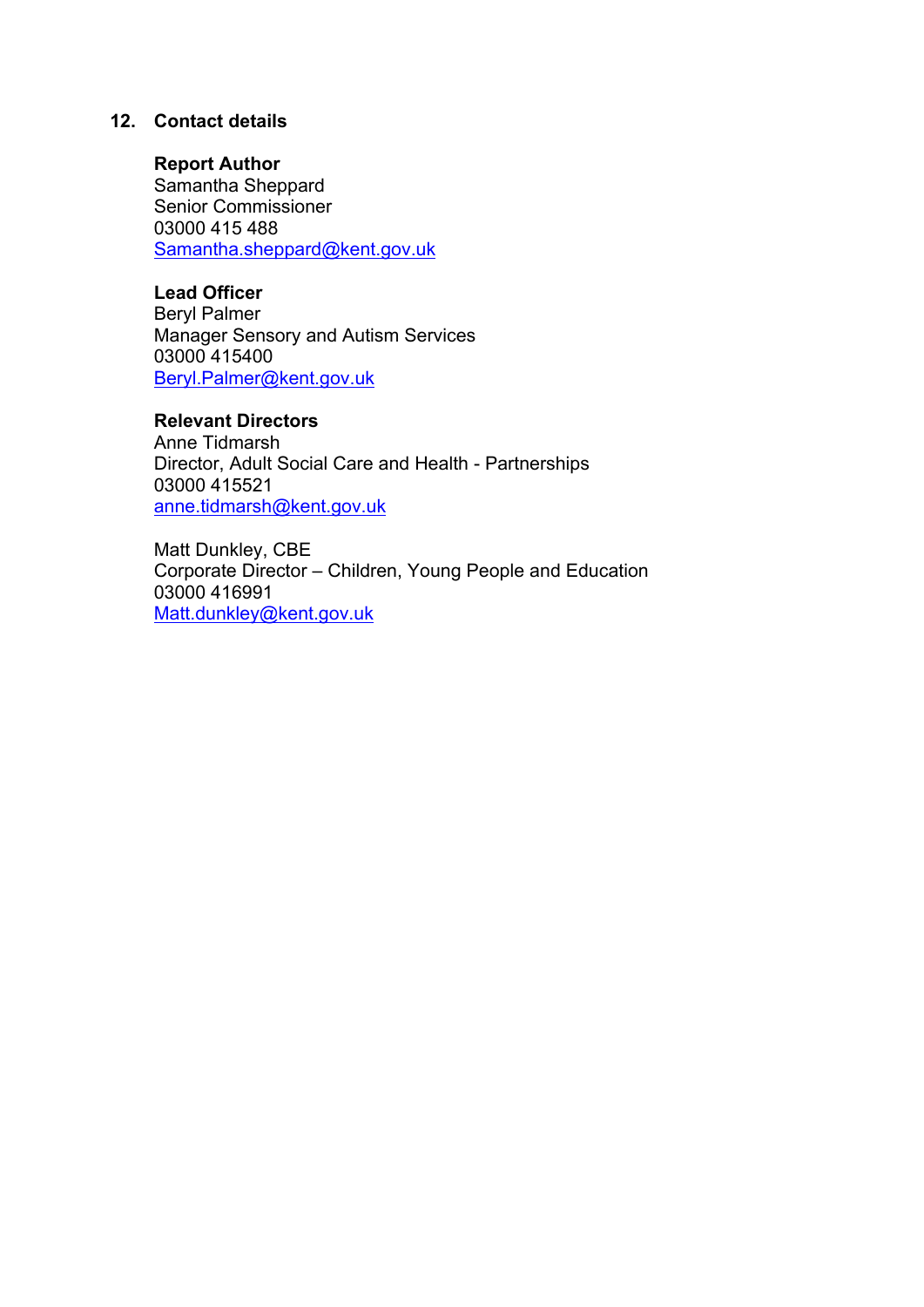## 12. Contact details

**Report Author**
Samantha Sheppard
Senior Commissioner
03000 415 488
Samantha.sheppard@kent.gov.uk

**Lead Officer**
Beryl Palmer
Manager Sensory and Autism Services
03000 415400
Beryl.Palmer@kent.gov.uk

**Relevant Directors**
Anne Tidmarsh
Director, Adult Social Care and Health - Partnerships
03000 415521
anne.tidmarsh@kent.gov.uk

Matt Dunkley, CBE
Corporate Director – Children, Young People and Education
03000 416991
Matt.dunkley@kent.gov.uk